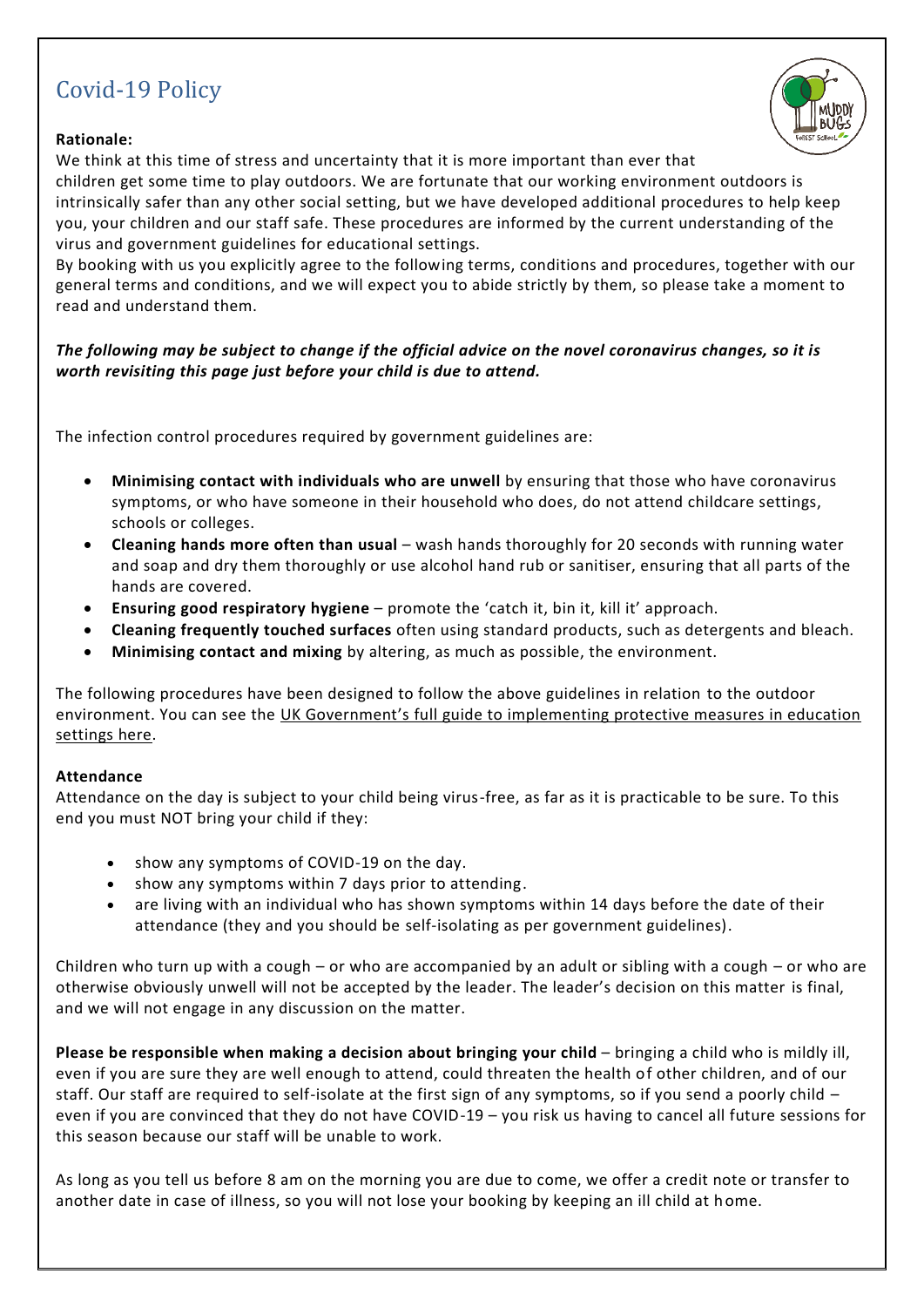# Covid-19 Policy

**Rationale:**

We think at this time of stress and uncertainty that it is more important than ever that children get some time to play outdoors. We are fortunate that our working environment outdoors is intrinsically safer than any other social setting, but we have developed additional procedures to help keep you, your children and our staff safe. These procedures are informed by the current understanding of the virus and government guidelines for educational settings.

By booking with us you explicitly agree to the following terms, conditions and procedures, together with our general terms and conditions, and we will expect you to abide strictly by them, so please take a moment to read and understand them.

***The following may be subject to change if the official advice on the novel coronavirus changes, so it is worth revisiting this page just before your child is due to attend.***

The infection control procedures required by government guidelines are:

- **Minimising contact with individuals who are unwell** by ensuring that those who have coronavirus symptoms, or who have someone in their household who does, do not attend childcare settings, schools or colleges.
- **Cleaning hands more often than usual** – wash hands thoroughly for 20 seconds with running water and soap and dry them thoroughly or use alcohol hand rub or sanitiser, ensuring that all parts of the hands are covered.
- **Ensuring good respiratory hygiene** – promote the 'catch it, bin it, kill it' approach.
- **Cleaning frequently touched surfaces** often using standard products, such as detergents and bleach.
- **Minimising contact and mixing** by altering, as much as possible, the environment.

The following procedures have been designed to follow the above guidelines in relation to the outdoor environment. You can see the UK Government's full guide to implementing protective measures in education settings here.

**Attendance**

Attendance on the day is subject to your child being virus-free, as far as it is practicable to be sure. To this end you must NOT bring your child if they:

- show any symptoms of COVID-19 on the day.
- show any symptoms within 7 days prior to attending.
- are living with an individual who has shown symptoms within 14 days before the date of their attendance (they and you should be self-isolating as per government guidelines).

Children who turn up with a cough – or who are accompanied by an adult or sibling with a cough – or who are otherwise obviously unwell will not be accepted by the leader. The leader's decision on this matter is final, and we will not engage in any discussion on the matter.

**Please be responsible when making a decision about bringing your child** – bringing a child who is mildly ill, even if you are sure they are well enough to attend, could threaten the health of other children, and of our staff. Our staff are required to self-isolate at the first sign of any symptoms, so if you send a poorly child – even if you are convinced that they do not have COVID-19 – you risk us having to cancel all future sessions for this season because our staff will be unable to work.

As long as you tell us before 8 am on the morning you are due to come, we offer a credit note or transfer to another date in case of illness, so you will not lose your booking by keeping an ill child at home.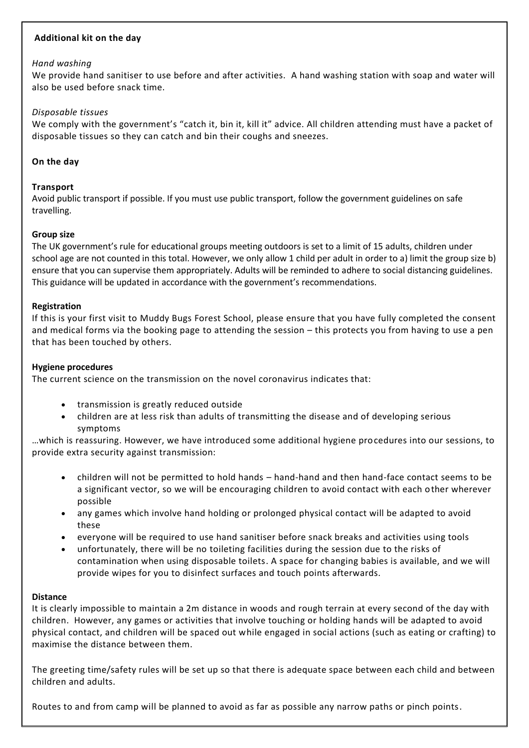**Additional kit on the day**

*Hand washing*

We provide hand sanitiser to use before and after activities. A hand washing station with soap and water will also be used before snack time.

*Disposable tissues*

We comply with the government's "catch it, bin it, kill it" advice. All children attending must have a packet of disposable tissues so they can catch and bin their coughs and sneezes.

**On the day**

**Transport**

Avoid public transport if possible. If you must use public transport, follow the government guidelines on safe travelling.

**Group size**

The UK government's rule for educational groups meeting outdoors is set to a limit of 15 adults, children under school age are not counted in this total. However, we only allow 1 child per adult in order to a) limit the group size b) ensure that you can supervise them appropriately. Adults will be reminded to adhere to social distancing guidelines. This guidance will be updated in accordance with the government's recommendations.

**Registration**

If this is your first visit to Muddy Bugs Forest School, please ensure that you have fully completed the consent and medical forms via the booking page to attending the session – this protects you from having to use a pen that has been touched by others.

**Hygiene procedures**

The current science on the transmission on the novel coronavirus indicates that:

- transmission is greatly reduced outside
- children are at less risk than adults of transmitting the disease and of developing serious symptoms

…which is reassuring. However, we have introduced some additional hygiene procedures into our sessions, to provide extra security against transmission:

- children will not be permitted to hold hands – hand-hand and then hand-face contact seems to be a significant vector, so we will be encouraging children to avoid contact with each other wherever possible
- any games which involve hand holding or prolonged physical contact will be adapted to avoid these
- everyone will be required to use hand sanitiser before snack breaks and activities using tools
- unfortunately, there will be no toileting facilities during the session due to the risks of contamination when using disposable toilets. A space for changing babies is available, and we will provide wipes for you to disinfect surfaces and touch points afterwards.

**Distance**

It is clearly impossible to maintain a 2m distance in woods and rough terrain at every second of the day with children. However, any games or activities that involve touching or holding hands will be adapted to avoid physical contact, and children will be spaced out while engaged in social actions (such as eating or crafting) to maximise the distance between them.

The greeting time/safety rules will be set up so that there is adequate space between each child and between children and adults.

Routes to and from camp will be planned to avoid as far as possible any narrow paths or pinch points.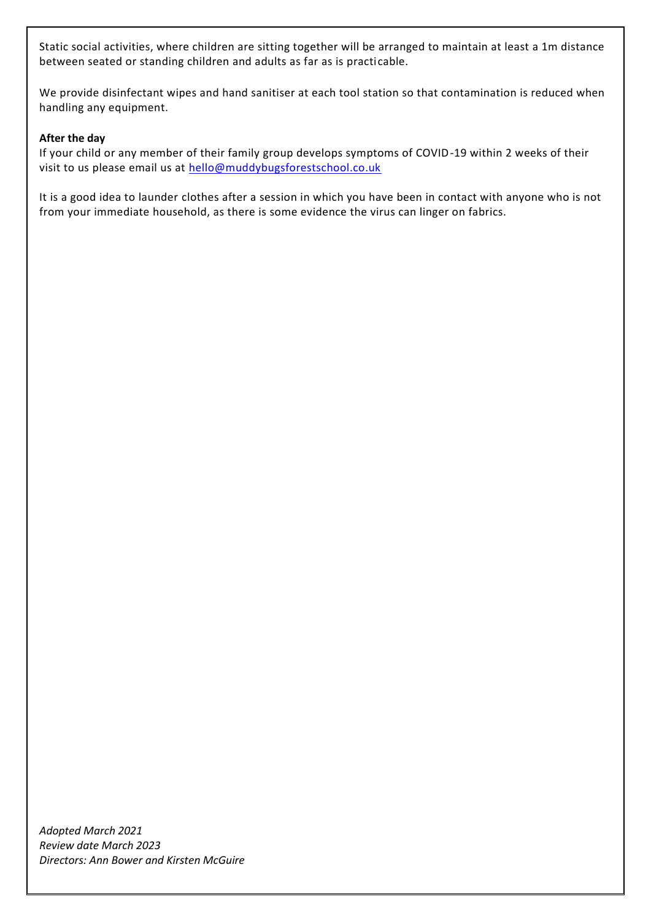Static social activities, where children are sitting together will be arranged to maintain at least a 1m distance between seated or standing children and adults as far as is practicable.

We provide disinfectant wipes and hand sanitiser at each tool station so that contamination is reduced when handling any equipment.

**After the day**

If your child or any member of their family group develops symptoms of COVID-19 within 2 weeks of their visit to us please email us at [hello@muddybugsforestschool.co.uk](mailto:hello@muddybugsforestschool.co.uk)

It is a good idea to launder clothes after a session in which you have been in contact with anyone who is not from your immediate household, as there is some evidence the virus can linger on fabrics.

*Adopted March 2021*
*Review date March 2023*
*Directors: Ann Bower and Kirsten McGuire*